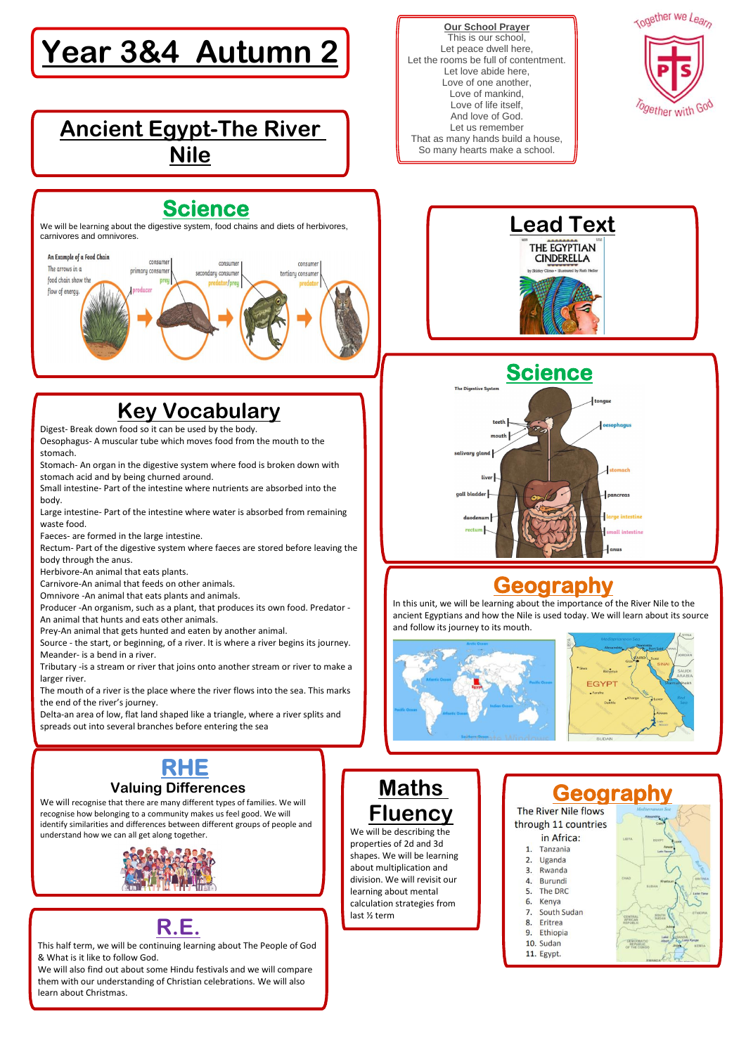# Year 3&4 Autumn 2

## Ancient Egypt-The River Nile

**Our School Prayer**
This is our school,
Let peace dwell here,
Let the rooms be full of contentment.
Let love abide here,
Love of one another,
Love of mankind,
Love of life itself,
And love of God.
Let us remember
That as many hands build a house,
So many hearts make a school.

Together we Learn
Together with God

## Science

We will be learning about the digestive system, food chains and diets of herbivores, carnivores and omnivores.

An Example of a Food Chain
The arrows in a food chain show the flow of energy.
producer → consumer primary consumer prey → consumer secondary consumer predator/prey → consumer tertiary consumer predator

## Lead Text

THE EGYPTIAN CINDERELLA
by Shirley Climo • Illustrated by Ruth Heller

## Key Vocabulary

Digest- Break down food so it can be used by the body.
Oesophagus- A muscular tube which moves food from the mouth to the stomach.
Stomach- An organ in the digestive system where food is broken down with stomach acid and by being churned around.
Small intestine- Part of the intestine where nutrients are absorbed into the body.
Large intestine- Part of the intestine where water is absorbed from remaining waste food.
Faeces- are formed in the large intestine.
Rectum- Part of the digestive system where faeces are stored before leaving the body through the anus.
Herbivore-An animal that eats plants.
Carnivore-An animal that feeds on other animals.
Omnivore -An animal that eats plants and animals.
Producer -An organism, such as a plant, that produces its own food. Predator - An animal that hunts and eats other animals.
Prey-An animal that gets hunted and eaten by another animal.
Source - the start, or beginning, of a river. It is where a river begins its journey.
Meander- is a bend in a river.
Tributary -is a stream or river that joins onto another stream or river to make a larger river.
The mouth of a river is the place where the river flows into the sea. This marks the end of the river's journey.
Delta-an area of low, flat land shaped like a triangle, where a river splits and spreads out into several branches before entering the sea

## Science

The Digestive System
tongue, teeth, mouth, oesophagus, salivary gland, stomach, liver, pancreas, gall bladder, duodenum, large intestine, rectum, small intestine, anus

## Geography

In this unit, we will be learning about the importance of the River Nile to the ancient Egyptians and how the Nile is used today. We will learn about its source and follow its journey to its mouth.

## RHE

### Valuing Differences

We will recognise that there are many different types of families. We will recognise how belonging to a community makes us feel good. We will identify similarities and differences between different groups of people and understand how we can all get along together.

## Maths Fluency

We will be describing the properties of 2d and 3d shapes. We will be learning about multiplication and division. We will revisit our learning about mental calculation strategies from last ½ term

## Geography

The River Nile flows through 11 countries in Africa:

1. Tanzania
2. Uganda
3. Rwanda
4. Burundi
5. The DRC
6. Kenya
7. South Sudan
8. Eritrea
9. Ethiopia
10. Sudan
11. Egypt.

## R.E.

This half term, we will be continuing learning about The People of God & What is it like to follow God.
We will also find out about some Hindu festivals and we will compare them with our understanding of Christian celebrations. We will also learn about Christmas.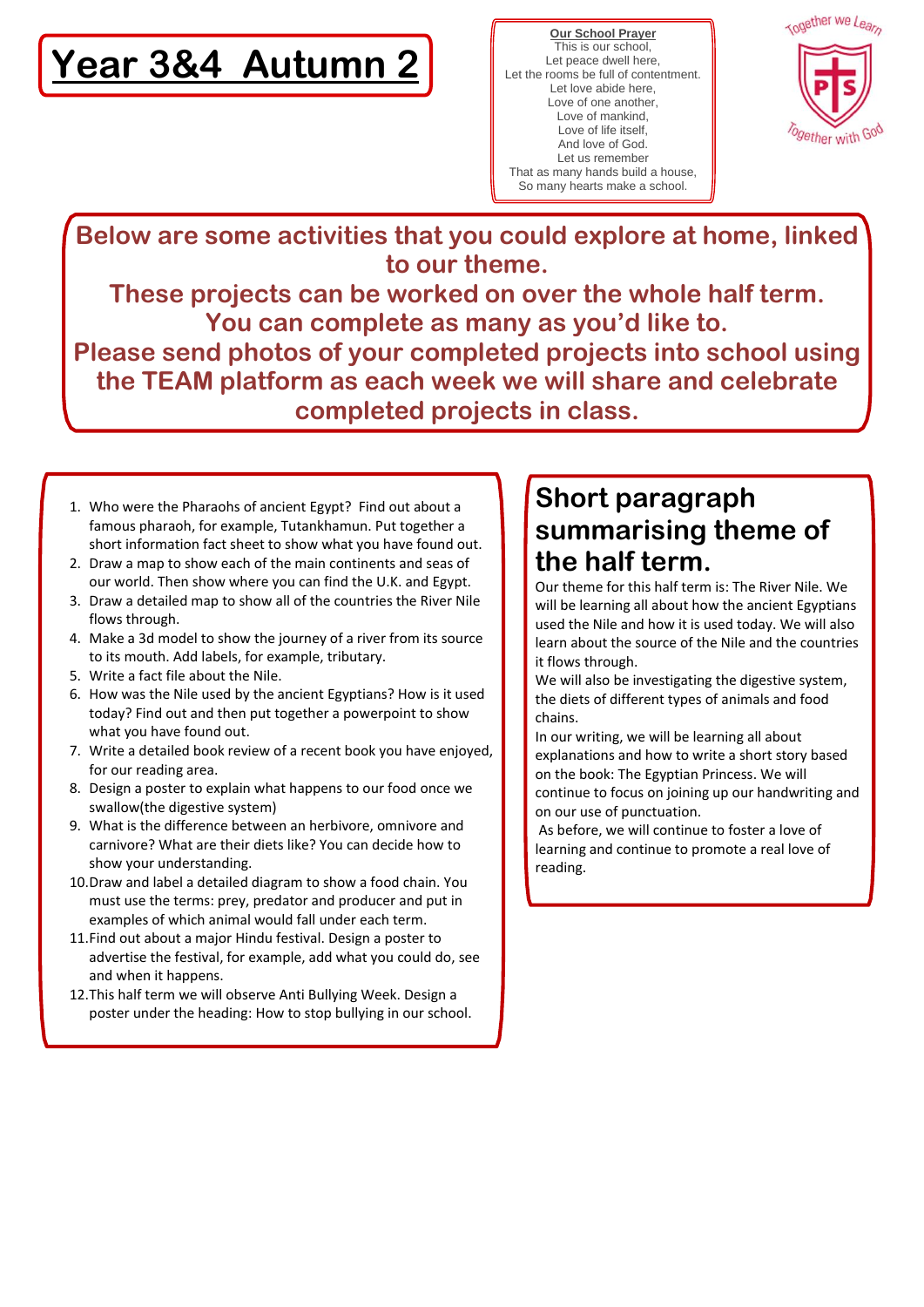# Year 3&4 Autumn 2

**Our School Prayer**

This is our school,
Let peace dwell here,
Let the rooms be full of contentment.
Let love abide here,
Love of one another,
Love of mankind,
Love of life itself,
And love of God.
Let us remember
That as many hands build a house,
So many hearts make a school.

Together we Learn

PS

Together with God

**Below are some activities that you could explore at home, linked to our theme.**
**These projects can be worked on over the whole half term.**
**You can complete as many as you'd like to.**
**Please send photos of your completed projects into school using the TEAM platform as each week we will share and celebrate completed projects in class.**

1. Who were the Pharaohs of ancient Egypt? Find out about a famous pharaoh, for example, Tutankhamun. Put together a short information fact sheet to show what you have found out.
2. Draw a map to show each of the main continents and seas of our world. Then show where you can find the U.K. and Egypt.
3. Draw a detailed map to show all of the countries the River Nile flows through.
4. Make a 3d model to show the journey of a river from its source to its mouth. Add labels, for example, tributary.
5. Write a fact file about the Nile.
6. How was the Nile used by the ancient Egyptians? How is it used today? Find out and then put together a powerpoint to show what you have found out.
7. Write a detailed book review of a recent book you have enjoyed, for our reading area.
8. Design a poster to explain what happens to our food once we swallow(the digestive system)
9. What is the difference between an herbivore, omnivore and carnivore? What are their diets like? You can decide how to show your understanding.
10. Draw and label a detailed diagram to show a food chain. You must use the terms: prey, predator and producer and put in examples of which animal would fall under each term.
11. Find out about a major Hindu festival. Design a poster to advertise the festival, for example, add what you could do, see and when it happens.
12. This half term we will observe Anti Bullying Week. Design a poster under the heading: How to stop bullying in our school.

## Short paragraph summarising theme of the half term.

Our theme for this half term is: The River Nile. We will be learning all about how the ancient Egyptians used the Nile and how it is used today. We will also learn about the source of the Nile and the countries it flows through.

We will also be investigating the digestive system, the diets of different types of animals and food chains.

In our writing, we will be learning all about explanations and how to write a short story based on the book: The Egyptian Princess. We will continue to focus on joining up our handwriting and on our use of punctuation.

As before, we will continue to foster a love of learning and continue to promote a real love of reading.